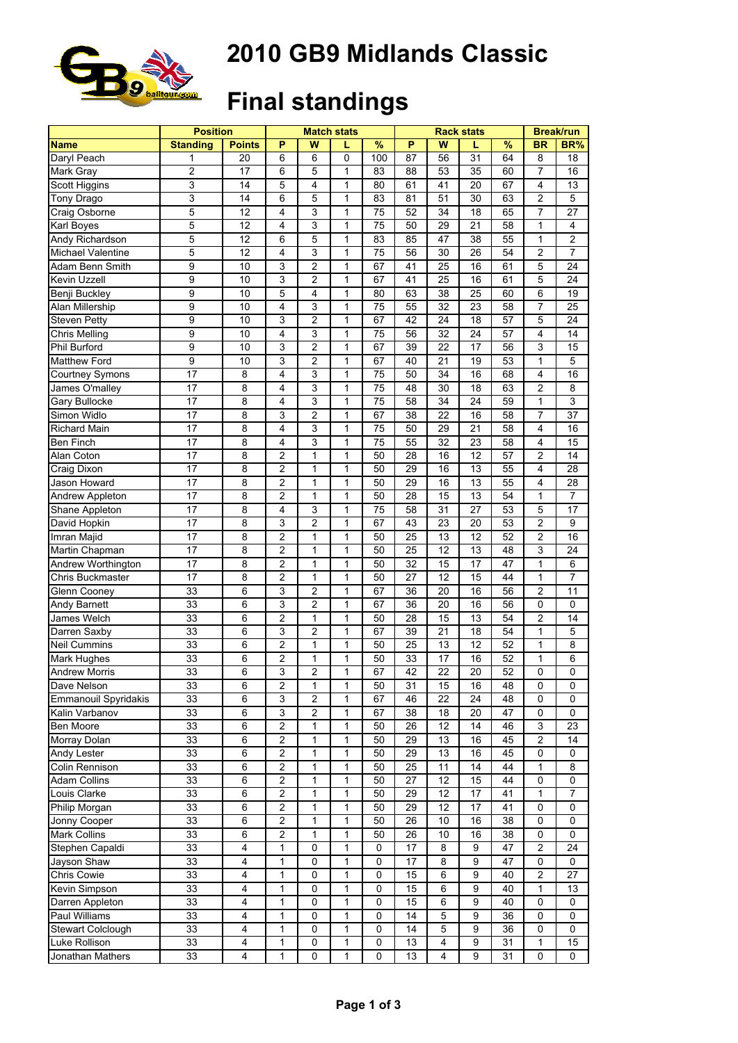# 2010 GB9 Midlands Classic

# Final standings

| | Position | | Match stats | | | | Rack stats | | | | Break/run | |
|---|---|---|---|---|---|---|---|---|---|---|---|---|
| **Name** | **Standing** | **Points** | **P** | **W** | **L** | **%** | **P** | **W** | **L** | **%** | **BR** | **BR%** |
| Daryl Peach | 1 | 20 | 6 | 6 | 0 | 100 | 87 | 56 | 31 | 64 | 8 | 18 |
| Mark Gray | 2 | 17 | 6 | 5 | 1 | 83 | 88 | 53 | 35 | 60 | 7 | 16 |
| Scott Higgins | 3 | 14 | 5 | 4 | 1 | 80 | 61 | 41 | 20 | 67 | 4 | 13 |
| Tony Drago | 3 | 14 | 6 | 5 | 1 | 83 | 81 | 51 | 30 | 63 | 2 | 5 |
| Craig Osborne | 5 | 12 | 4 | 3 | 1 | 75 | 52 | 34 | 18 | 65 | 7 | 27 |
| Karl Boyes | 5 | 12 | 4 | 3 | 1 | 75 | 50 | 29 | 21 | 58 | 1 | 4 |
| Andy Richardson | 5 | 12 | 6 | 5 | 1 | 83 | 85 | 47 | 38 | 55 | 1 | 2 |
| Michael Valentine | 5 | 12 | 4 | 3 | 1 | 75 | 56 | 30 | 26 | 54 | 2 | 7 |
| Adam Benn Smith | 9 | 10 | 3 | 2 | 1 | 67 | 41 | 25 | 16 | 61 | 5 | 24 |
| Kevin Uzzell | 9 | 10 | 3 | 2 | 1 | 67 | 41 | 25 | 16 | 61 | 5 | 24 |
| Benji Buckley | 9 | 10 | 5 | 4 | 1 | 80 | 63 | 38 | 25 | 60 | 6 | 19 |
| Alan Millership | 9 | 10 | 4 | 3 | 1 | 75 | 55 | 32 | 23 | 58 | 7 | 25 |
| Steven Petty | 9 | 10 | 3 | 2 | 1 | 67 | 42 | 24 | 18 | 57 | 5 | 24 |
| Chris Melling | 9 | 10 | 4 | 3 | 1 | 75 | 56 | 32 | 24 | 57 | 4 | 14 |
| Phil Burford | 9 | 10 | 3 | 2 | 1 | 67 | 39 | 22 | 17 | 56 | 3 | 15 |
| Matthew Ford | 9 | 10 | 3 | 2 | 1 | 67 | 40 | 21 | 19 | 53 | 1 | 5 |
| Courtney Symons | 17 | 8 | 4 | 3 | 1 | 75 | 50 | 34 | 16 | 68 | 4 | 16 |
| James O'malley | 17 | 8 | 4 | 3 | 1 | 75 | 48 | 30 | 18 | 63 | 2 | 8 |
| Gary Bullocke | 17 | 8 | 4 | 3 | 1 | 75 | 58 | 34 | 24 | 59 | 1 | 3 |
| Simon Widlo | 17 | 8 | 3 | 2 | 1 | 67 | 38 | 22 | 16 | 58 | 7 | 37 |
| Richard Main | 17 | 8 | 4 | 3 | 1 | 75 | 50 | 29 | 21 | 58 | 4 | 16 |
| Ben Finch | 17 | 8 | 4 | 3 | 1 | 75 | 55 | 32 | 23 | 58 | 4 | 15 |
| Alan Coton | 17 | 8 | 2 | 1 | 1 | 50 | 28 | 16 | 12 | 57 | 2 | 14 |
| Craig Dixon | 17 | 8 | 2 | 1 | 1 | 50 | 29 | 16 | 13 | 55 | 4 | 28 |
| Jason Howard | 17 | 8 | 2 | 1 | 1 | 50 | 29 | 16 | 13 | 55 | 4 | 28 |
| Andrew Appleton | 17 | 8 | 2 | 1 | 1 | 50 | 28 | 15 | 13 | 54 | 1 | 7 |
| Shane Appleton | 17 | 8 | 4 | 3 | 1 | 75 | 58 | 31 | 27 | 53 | 5 | 17 |
| David Hopkin | 17 | 8 | 3 | 2 | 1 | 67 | 43 | 23 | 20 | 53 | 2 | 9 |
| Imran Majid | 17 | 8 | 2 | 1 | 1 | 50 | 25 | 13 | 12 | 52 | 2 | 16 |
| Martin Chapman | 17 | 8 | 2 | 1 | 1 | 50 | 25 | 12 | 13 | 48 | 3 | 24 |
| Andrew Worthington | 17 | 8 | 2 | 1 | 1 | 50 | 32 | 15 | 17 | 47 | 1 | 6 |
| Chris Buckmaster | 17 | 8 | 2 | 1 | 1 | 50 | 27 | 12 | 15 | 44 | 1 | 7 |
| Glenn Cooney | 33 | 6 | 3 | 2 | 1 | 67 | 36 | 20 | 16 | 56 | 2 | 11 |
| Andy Barnett | 33 | 6 | 3 | 2 | 1 | 67 | 36 | 20 | 16 | 56 | 0 | 0 |
| James Welch | 33 | 6 | 2 | 1 | 1 | 50 | 28 | 15 | 13 | 54 | 2 | 14 |
| Darren Saxby | 33 | 6 | 3 | 2 | 1 | 67 | 39 | 21 | 18 | 54 | 1 | 5 |
| Neil Cummins | 33 | 6 | 2 | 1 | 1 | 50 | 25 | 13 | 12 | 52 | 1 | 8 |
| Mark Hughes | 33 | 6 | 2 | 1 | 1 | 50 | 33 | 17 | 16 | 52 | 1 | 6 |
| Andrew Morris | 33 | 6 | 3 | 2 | 1 | 67 | 42 | 22 | 20 | 52 | 0 | 0 |
| Dave Nelson | 33 | 6 | 2 | 1 | 1 | 50 | 31 | 15 | 16 | 48 | 0 | 0 |
| Emmanouil Spyridakis | 33 | 6 | 3 | 2 | 1 | 67 | 46 | 22 | 24 | 48 | 0 | 0 |
| Kalin Varbanov | 33 | 6 | 3 | 2 | 1 | 67 | 38 | 18 | 20 | 47 | 0 | 0 |
| Ben Moore | 33 | 6 | 2 | 1 | 1 | 50 | 26 | 12 | 14 | 46 | 3 | 23 |
| Morray Dolan | 33 | 6 | 2 | 1 | 1 | 50 | 29 | 13 | 16 | 45 | 2 | 14 |
| Andy Lester | 33 | 6 | 2 | 1 | 1 | 50 | 29 | 13 | 16 | 45 | 0 | 0 |
| Colin Rennison | 33 | 6 | 2 | 1 | 1 | 50 | 25 | 11 | 14 | 44 | 1 | 8 |
| Adam Collins | 33 | 6 | 2 | 1 | 1 | 50 | 27 | 12 | 15 | 44 | 0 | 0 |
| Louis Clarke | 33 | 6 | 2 | 1 | 1 | 50 | 29 | 12 | 17 | 41 | 1 | 7 |
| Philip Morgan | 33 | 6 | 2 | 1 | 1 | 50 | 29 | 12 | 17 | 41 | 0 | 0 |
| Jonny Cooper | 33 | 6 | 2 | 1 | 1 | 50 | 26 | 10 | 16 | 38 | 0 | 0 |
| Mark Collins | 33 | 6 | 2 | 1 | 1 | 50 | 26 | 10 | 16 | 38 | 0 | 0 |
| Stephen Capaldi | 33 | 4 | 1 | 0 | 1 | 0 | 17 | 8 | 9 | 47 | 2 | 24 |
| Jayson Shaw | 33 | 4 | 1 | 0 | 1 | 0 | 17 | 8 | 9 | 47 | 0 | 0 |
| Chris Cowie | 33 | 4 | 1 | 0 | 1 | 0 | 15 | 6 | 9 | 40 | 2 | 27 |
| Kevin Simpson | 33 | 4 | 1 | 0 | 1 | 0 | 15 | 6 | 9 | 40 | 1 | 13 |
| Darren Appleton | 33 | 4 | 1 | 0 | 1 | 0 | 15 | 6 | 9 | 40 | 0 | 0 |
| Paul Williams | 33 | 4 | 1 | 0 | 1 | 0 | 14 | 5 | 9 | 36 | 0 | 0 |
| Stewart Colclough | 33 | 4 | 1 | 0 | 1 | 0 | 14 | 5 | 9 | 36 | 0 | 0 |
| Luke Rollison | 33 | 4 | 1 | 0 | 1 | 0 | 13 | 4 | 9 | 31 | 1 | 15 |
| Jonathan Mathers | 33 | 4 | 1 | 0 | 1 | 0 | 13 | 4 | 9 | 31 | 0 | 0 |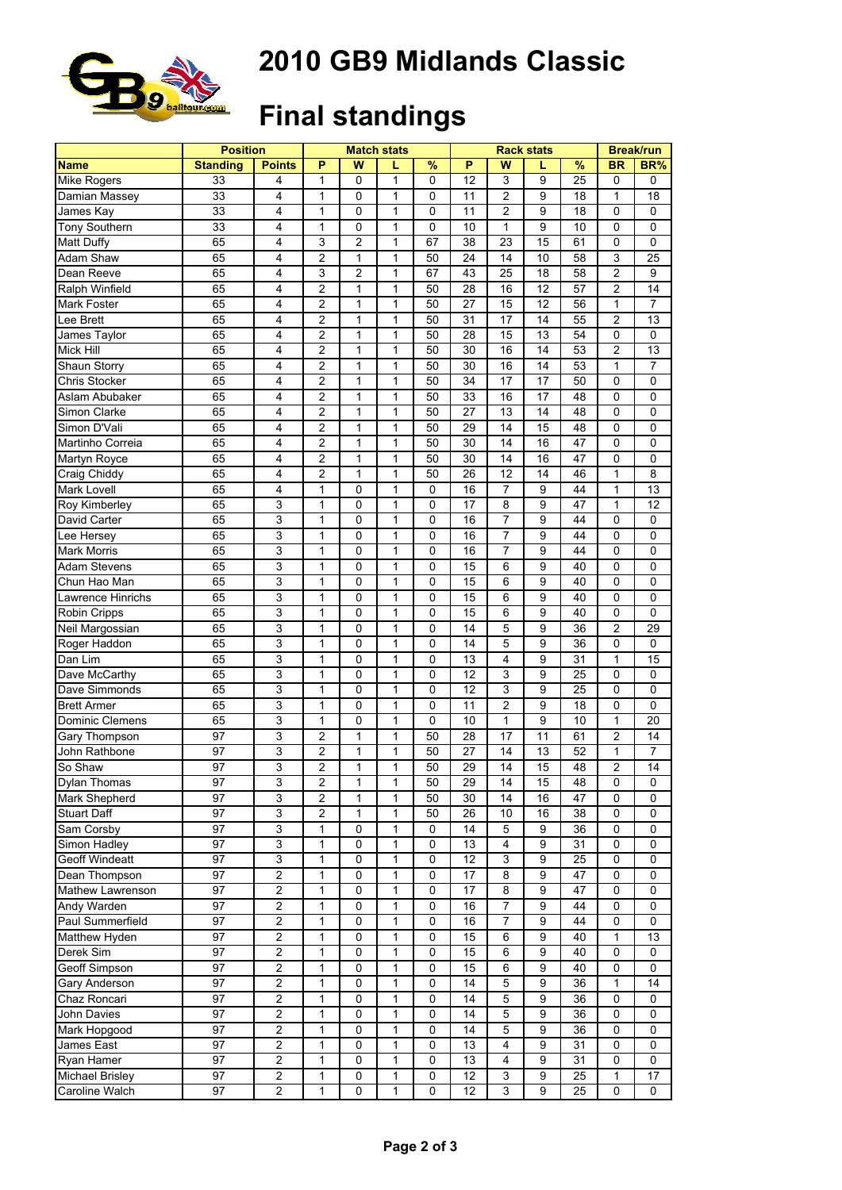# 2010 GB9 Midlands Classic

# Final standings

| | Position | | Match stats | | | | Rack stats | | | | Break/run | |
|---|---|---|---|---|---|---|---|---|---|---|---|---|
| **Name** | **Standing** | **Points** | **P** | **W** | **L** | **%** | **P** | **W** | **L** | **%** | **BR** | **BR%** |
| Mike Rogers | 33 | 4 | 1 | 0 | 1 | 0 | 12 | 3 | 9 | 25 | 0 | 0 |
| Damian Massey | 33 | 4 | 1 | 0 | 1 | 0 | 11 | 2 | 9 | 18 | 1 | 18 |
| James Kay | 33 | 4 | 1 | 0 | 1 | 0 | 11 | 2 | 9 | 18 | 0 | 0 |
| Tony Southern | 33 | 4 | 1 | 0 | 1 | 0 | 10 | 1 | 9 | 10 | 0 | 0 |
| Matt Duffy | 65 | 4 | 3 | 2 | 1 | 67 | 38 | 23 | 15 | 61 | 0 | 0 |
| Adam Shaw | 65 | 4 | 2 | 1 | 1 | 50 | 24 | 14 | 10 | 58 | 3 | 25 |
| Dean Reeve | 65 | 4 | 3 | 2 | 1 | 67 | 43 | 25 | 18 | 58 | 2 | 9 |
| Ralph Winfield | 65 | 4 | 2 | 1 | 1 | 50 | 28 | 16 | 12 | 57 | 2 | 14 |
| Mark Foster | 65 | 4 | 2 | 1 | 1 | 50 | 27 | 15 | 12 | 56 | 1 | 7 |
| Lee Brett | 65 | 4 | 2 | 1 | 1 | 50 | 31 | 17 | 14 | 55 | 2 | 13 |
| James Taylor | 65 | 4 | 2 | 1 | 1 | 50 | 28 | 15 | 13 | 54 | 0 | 0 |
| Mick Hill | 65 | 4 | 2 | 1 | 1 | 50 | 30 | 16 | 14 | 53 | 2 | 13 |
| Shaun Storry | 65 | 4 | 2 | 1 | 1 | 50 | 30 | 16 | 14 | 53 | 1 | 7 |
| Chris Stocker | 65 | 4 | 2 | 1 | 1 | 50 | 34 | 17 | 17 | 50 | 0 | 0 |
| Aslam Abubaker | 65 | 4 | 2 | 1 | 1 | 50 | 33 | 16 | 17 | 48 | 0 | 0 |
| Simon Clarke | 65 | 4 | 2 | 1 | 1 | 50 | 27 | 13 | 14 | 48 | 0 | 0 |
| Simon D'Vali | 65 | 4 | 2 | 1 | 1 | 50 | 29 | 14 | 15 | 48 | 0 | 0 |
| Martinho Correia | 65 | 4 | 2 | 1 | 1 | 50 | 30 | 14 | 16 | 47 | 0 | 0 |
| Martyn Royce | 65 | 4 | 2 | 1 | 1 | 50 | 30 | 14 | 16 | 47 | 0 | 0 |
| Craig Chiddy | 65 | 4 | 2 | 1 | 1 | 50 | 26 | 12 | 14 | 46 | 1 | 8 |
| Mark Lovell | 65 | 4 | 1 | 0 | 1 | 0 | 16 | 7 | 9 | 44 | 1 | 13 |
| Roy Kimberley | 65 | 3 | 1 | 0 | 1 | 0 | 17 | 8 | 9 | 47 | 1 | 12 |
| David Carter | 65 | 3 | 1 | 0 | 1 | 0 | 16 | 7 | 9 | 44 | 0 | 0 |
| Lee Hersey | 65 | 3 | 1 | 0 | 1 | 0 | 16 | 7 | 9 | 44 | 0 | 0 |
| Mark Morris | 65 | 3 | 1 | 0 | 1 | 0 | 16 | 7 | 9 | 44 | 0 | 0 |
| Adam Stevens | 65 | 3 | 1 | 0 | 1 | 0 | 15 | 6 | 9 | 40 | 0 | 0 |
| Chun Hao Man | 65 | 3 | 1 | 0 | 1 | 0 | 15 | 6 | 9 | 40 | 0 | 0 |
| Lawrence Hinrichs | 65 | 3 | 1 | 0 | 1 | 0 | 15 | 6 | 9 | 40 | 0 | 0 |
| Robin Cripps | 65 | 3 | 1 | 0 | 1 | 0 | 15 | 6 | 9 | 40 | 0 | 0 |
| Neil Margossian | 65 | 3 | 1 | 0 | 1 | 0 | 14 | 5 | 9 | 36 | 2 | 29 |
| Roger Haddon | 65 | 3 | 1 | 0 | 1 | 0 | 14 | 5 | 9 | 36 | 0 | 0 |
| Dan Lim | 65 | 3 | 1 | 0 | 1 | 0 | 13 | 4 | 9 | 31 | 1 | 15 |
| Dave McCarthy | 65 | 3 | 1 | 0 | 1 | 0 | 12 | 3 | 9 | 25 | 0 | 0 |
| Dave Simmonds | 65 | 3 | 1 | 0 | 1 | 0 | 12 | 3 | 9 | 25 | 0 | 0 |
| Brett Armer | 65 | 3 | 1 | 0 | 1 | 0 | 11 | 2 | 9 | 18 | 0 | 0 |
| Dominic Clemens | 65 | 3 | 1 | 0 | 1 | 0 | 10 | 1 | 9 | 10 | 1 | 20 |
| Gary Thompson | 97 | 3 | 2 | 1 | 1 | 50 | 28 | 17 | 11 | 61 | 2 | 14 |
| John Rathbone | 97 | 3 | 2 | 1 | 1 | 50 | 27 | 14 | 13 | 52 | 1 | 7 |
| So Shaw | 97 | 3 | 2 | 1 | 1 | 50 | 29 | 14 | 15 | 48 | 2 | 14 |
| Dylan Thomas | 97 | 3 | 2 | 1 | 1 | 50 | 29 | 14 | 15 | 48 | 0 | 0 |
| Mark Shepherd | 97 | 3 | 2 | 1 | 1 | 50 | 30 | 14 | 16 | 47 | 0 | 0 |
| Stuart Daff | 97 | 3 | 2 | 1 | 1 | 50 | 26 | 10 | 16 | 38 | 0 | 0 |
| Sam Corsby | 97 | 3 | 1 | 0 | 1 | 0 | 14 | 5 | 9 | 36 | 0 | 0 |
| Simon Hadley | 97 | 3 | 1 | 0 | 1 | 0 | 13 | 4 | 9 | 31 | 0 | 0 |
| Geoff Windeatt | 97 | 3 | 1 | 0 | 1 | 0 | 12 | 3 | 9 | 25 | 0 | 0 |
| Dean Thompson | 97 | 2 | 1 | 0 | 1 | 0 | 17 | 8 | 9 | 47 | 0 | 0 |
| Mathew Lawrenson | 97 | 2 | 1 | 0 | 1 | 0 | 17 | 8 | 9 | 47 | 0 | 0 |
| Andy Warden | 97 | 2 | 1 | 0 | 1 | 0 | 16 | 7 | 9 | 44 | 0 | 0 |
| Paul Summerfield | 97 | 2 | 1 | 0 | 1 | 0 | 16 | 7 | 9 | 44 | 0 | 0 |
| Matthew Hyden | 97 | 2 | 1 | 0 | 1 | 0 | 15 | 6 | 9 | 40 | 1 | 13 |
| Derek Sim | 97 | 2 | 1 | 0 | 1 | 0 | 15 | 6 | 9 | 40 | 0 | 0 |
| Geoff Simpson | 97 | 2 | 1 | 0 | 1 | 0 | 15 | 6 | 9 | 40 | 0 | 0 |
| Gary Anderson | 97 | 2 | 1 | 0 | 1 | 0 | 14 | 5 | 9 | 36 | 1 | 14 |
| Chaz Roncari | 97 | 2 | 1 | 0 | 1 | 0 | 14 | 5 | 9 | 36 | 0 | 0 |
| John Davies | 97 | 2 | 1 | 0 | 1 | 0 | 14 | 5 | 9 | 36 | 0 | 0 |
| Mark Hopgood | 97 | 2 | 1 | 0 | 1 | 0 | 14 | 5 | 9 | 36 | 0 | 0 |
| James East | 97 | 2 | 1 | 0 | 1 | 0 | 13 | 4 | 9 | 31 | 0 | 0 |
| Ryan Hamer | 97 | 2 | 1 | 0 | 1 | 0 | 13 | 4 | 9 | 31 | 0 | 0 |
| Michael Brisley | 97 | 2 | 1 | 0 | 1 | 0 | 12 | 3 | 9 | 25 | 1 | 17 |
| Caroline Walch | 97 | 2 | 1 | 0 | 1 | 0 | 12 | 3 | 9 | 25 | 0 | 0 |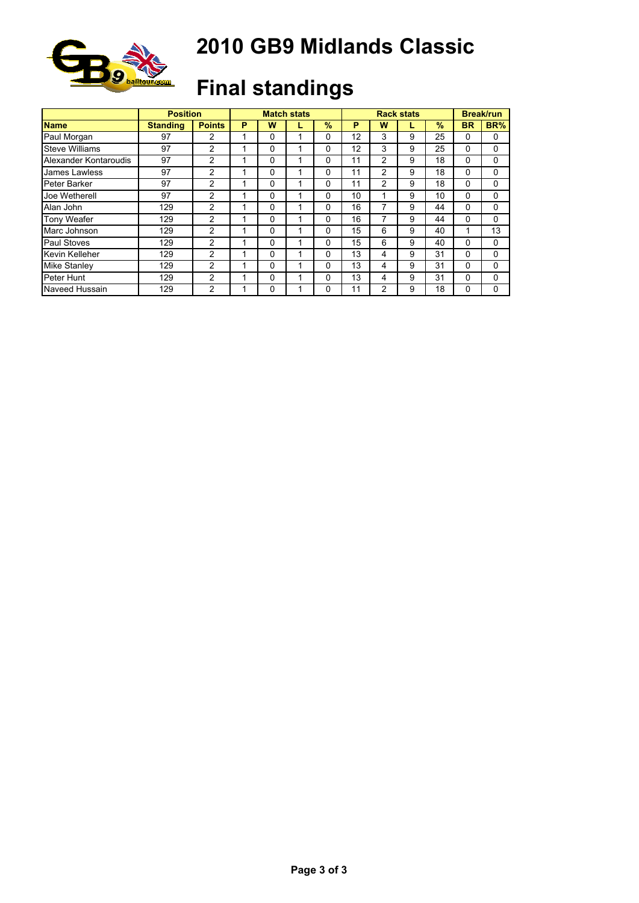# 2010 GB9 Midlands Classic

# Final standings

| | Position | | Match stats | | | | Rack stats | | | | Break/run | |
|---|---|---|---|---|---|---|---|---|---|---|---|---|
| **Name** | **Standing** | **Points** | **P** | **W** | **L** | **%** | **P** | **W** | **L** | **%** | **BR** | **BR%** |
| Paul Morgan | 97 | 2 | 1 | 0 | 1 | 0 | 12 | 3 | 9 | 25 | 0 | 0 |
| Steve Williams | 97 | 2 | 1 | 0 | 1 | 0 | 12 | 3 | 9 | 25 | 0 | 0 |
| Alexander Kontaroudis | 97 | 2 | 1 | 0 | 1 | 0 | 11 | 2 | 9 | 18 | 0 | 0 |
| James Lawless | 97 | 2 | 1 | 0 | 1 | 0 | 11 | 2 | 9 | 18 | 0 | 0 |
| Peter Barker | 97 | 2 | 1 | 0 | 1 | 0 | 11 | 2 | 9 | 18 | 0 | 0 |
| Joe Wetherell | 97 | 2 | 1 | 0 | 1 | 0 | 10 | 1 | 9 | 10 | 0 | 0 |
| Alan John | 129 | 2 | 1 | 0 | 1 | 0 | 16 | 7 | 9 | 44 | 0 | 0 |
| Tony Weafer | 129 | 2 | 1 | 0 | 1 | 0 | 16 | 7 | 9 | 44 | 0 | 0 |
| Marc Johnson | 129 | 2 | 1 | 0 | 1 | 0 | 15 | 6 | 9 | 40 | 1 | 13 |
| Paul Stoves | 129 | 2 | 1 | 0 | 1 | 0 | 15 | 6 | 9 | 40 | 0 | 0 |
| Kevin Kelleher | 129 | 2 | 1 | 0 | 1 | 0 | 13 | 4 | 9 | 31 | 0 | 0 |
| Mike Stanley | 129 | 2 | 1 | 0 | 1 | 0 | 13 | 4 | 9 | 31 | 0 | 0 |
| Peter Hunt | 129 | 2 | 1 | 0 | 1 | 0 | 13 | 4 | 9 | 31 | 0 | 0 |
| Naveed Hussain | 129 | 2 | 1 | 0 | 1 | 0 | 11 | 2 | 9 | 18 | 0 | 0 |